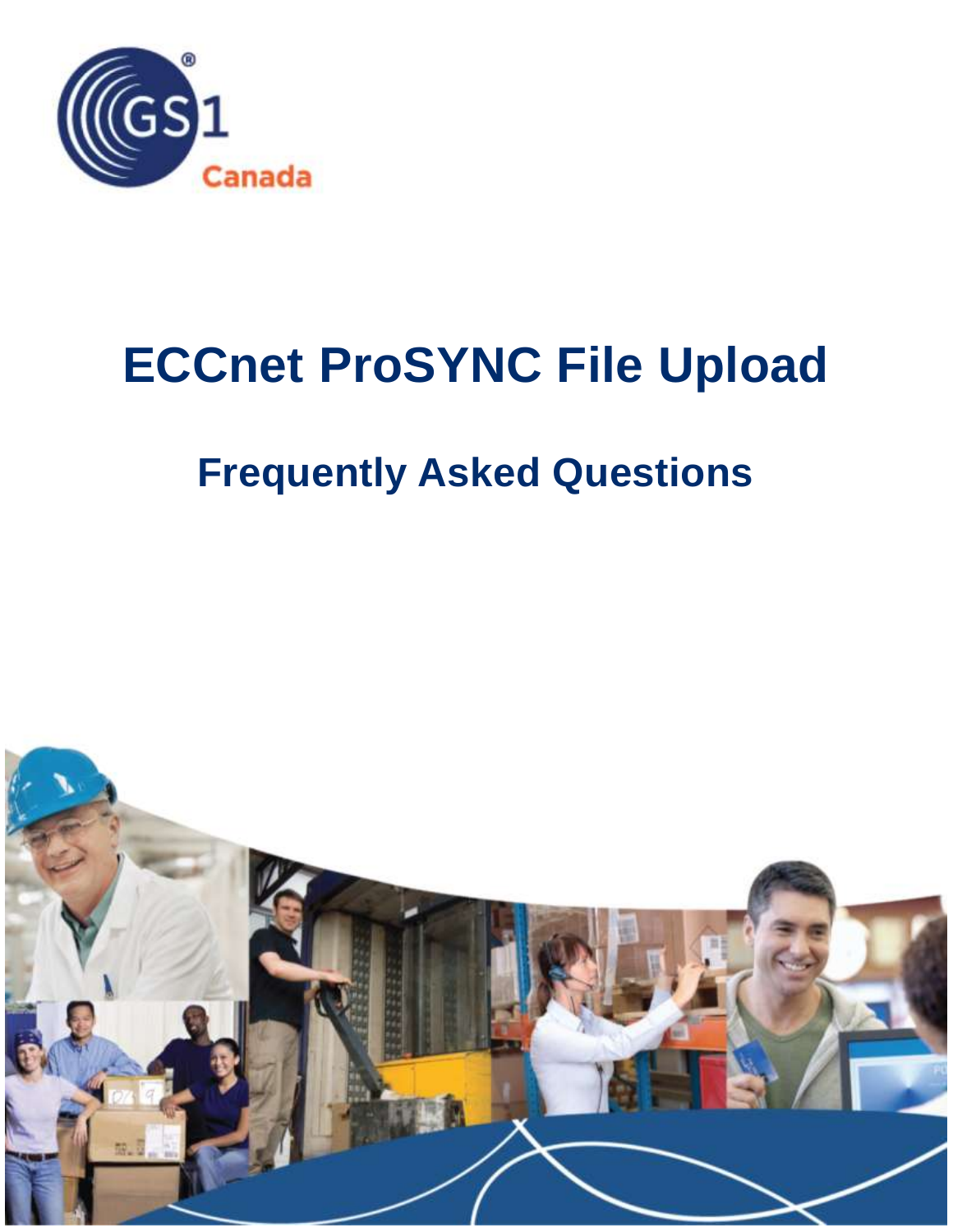# ECCnet ProSYNC File Upload

## Frequently Asked Questions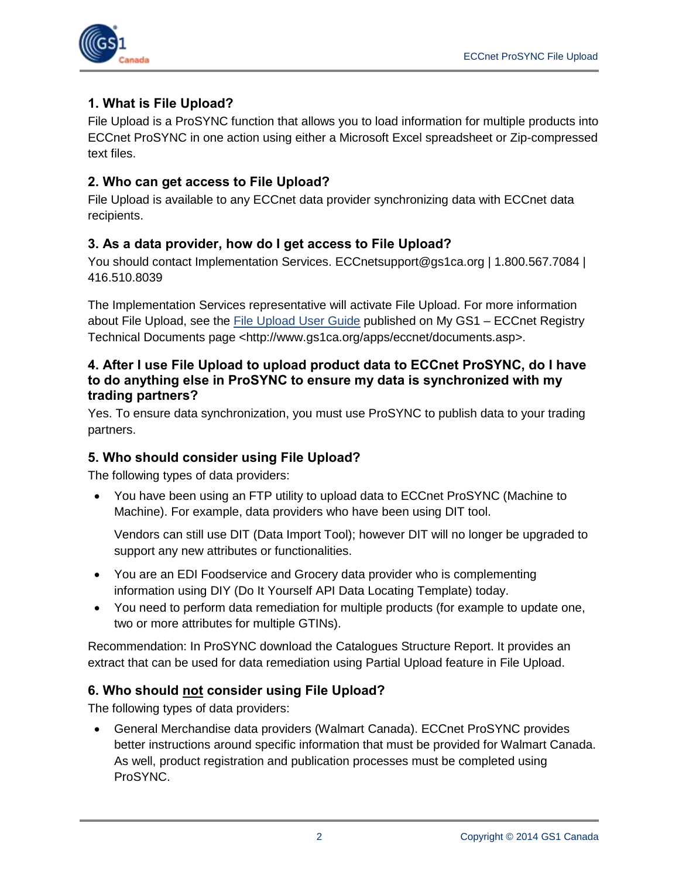## 1. What is File Upload?

File Upload is a ProSYNC function that allows you to load information for multiple products into ECCnet ProSYNC in one action using either a Microsoft Excel spreadsheet or Zip-compressed text files.

## 2. Who can get access to File Upload?

File Upload is available to any ECCnet data provider synchronizing data with ECCnet data recipients.

## 3. As a data provider, how do I get access to File Upload?

You should contact Implementation Services. ECCnetsupport@gs1ca.org | 1.800.567.7084 | 416.510.8039

The Implementation Services representative will activate File Upload. For more information about File Upload, see the File Upload User Guide published on My GS1 – ECCnet Registry Technical Documents page <http://www.gs1ca.org/apps/eccnet/documents.asp>.

## 4. After I use File Upload to upload product data to ECCnet ProSYNC, do I have to do anything else in ProSYNC to ensure my data is synchronized with my trading partners?

Yes. To ensure data synchronization, you must use ProSYNC to publish data to your trading partners.

## 5. Who should consider using File Upload?

The following types of data providers:

- You have been using an FTP utility to upload data to ECCnet ProSYNC (Machine to Machine). For example, data providers who have been using DIT tool.

  Vendors can still use DIT (Data Import Tool); however DIT will no longer be upgraded to support any new attributes or functionalities.

- You are an EDI Foodservice and Grocery data provider who is complementing information using DIY (Do It Yourself API Data Locating Template) today.
- You need to perform data remediation for multiple products (for example to update one, two or more attributes for multiple GTINs).

Recommendation: In ProSYNC download the Catalogues Structure Report. It provides an extract that can be used for data remediation using Partial Upload feature in File Upload.

## 6. Who should <u>not</u> consider using File Upload?

The following types of data providers:

- General Merchandise data providers (Walmart Canada). ECCnet ProSYNC provides better instructions around specific information that must be provided for Walmart Canada. As well, product registration and publication processes must be completed using ProSYNC.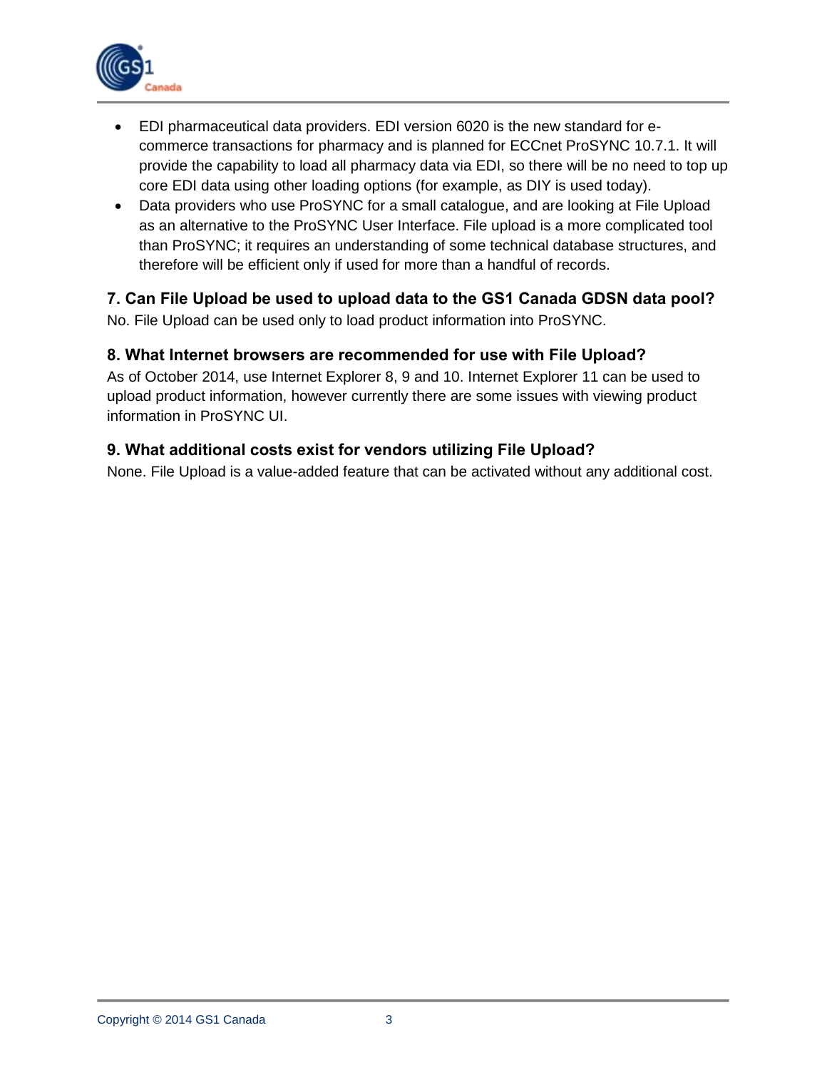- EDI pharmaceutical data providers. EDI version 6020 is the new standard for e-commerce transactions for pharmacy and is planned for ECCnet ProSYNC 10.7.1. It will provide the capability to load all pharmacy data via EDI, so there will be no need to top up core EDI data using other loading options (for example, as DIY is used today).
- Data providers who use ProSYNC for a small catalogue, and are looking at File Upload as an alternative to the ProSYNC User Interface. File upload is a more complicated tool than ProSYNC; it requires an understanding of some technical database structures, and therefore will be efficient only if used for more than a handful of records.

### 7. Can File Upload be used to upload data to the GS1 Canada GDSN data pool?

No. File Upload can be used only to load product information into ProSYNC.

### 8. What Internet browsers are recommended for use with File Upload?

As of October 2014, use Internet Explorer 8, 9 and 10. Internet Explorer 11 can be used to upload product information, however currently there are some issues with viewing product information in ProSYNC UI.

### 9. What additional costs exist for vendors utilizing File Upload?

None. File Upload is a value-added feature that can be activated without any additional cost.